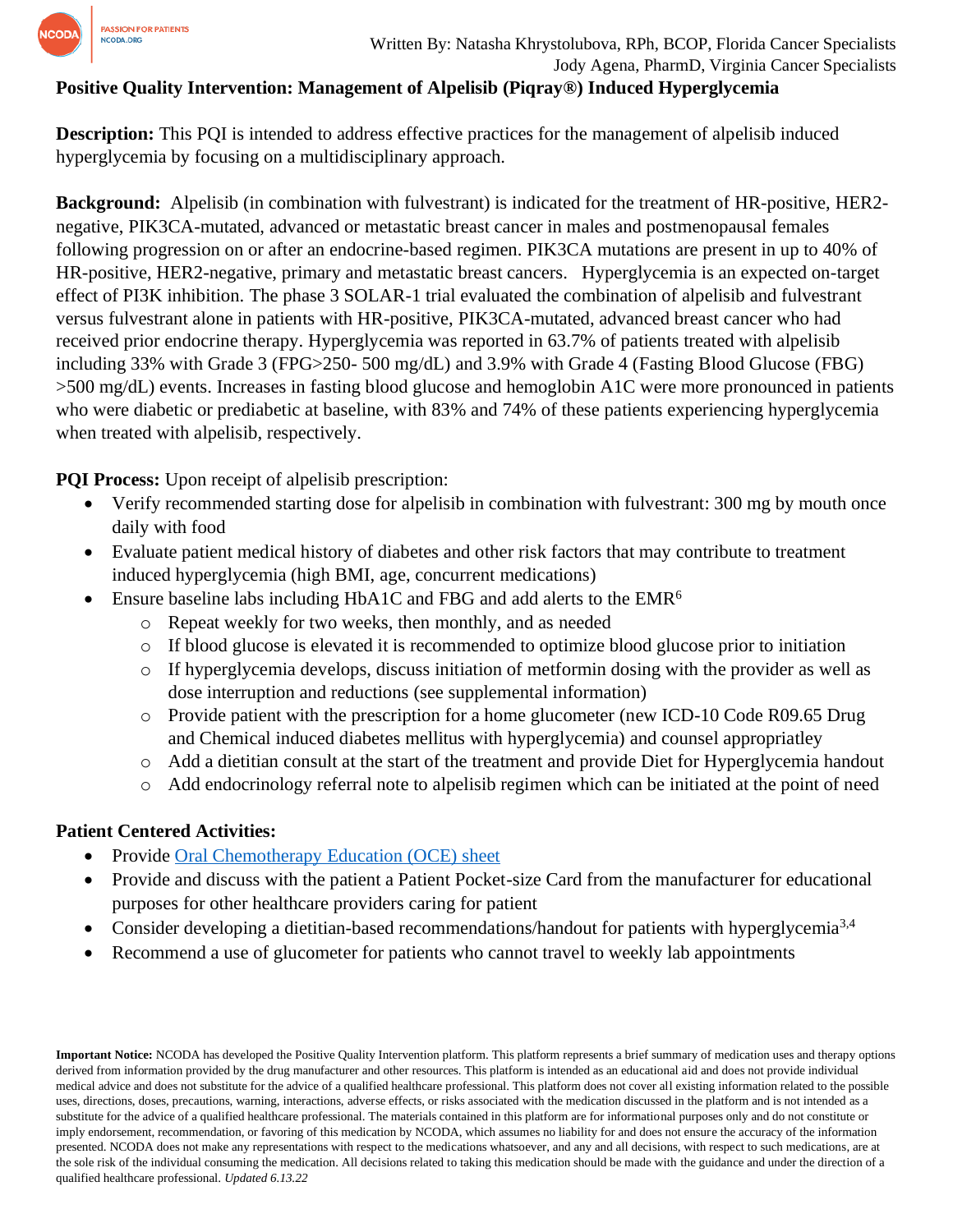Written By: Natasha Khrystolubova, RPh, BCOP, Florida Cancer Specialists
Jody Agena, PharmD, Virginia Cancer Specialists

**Positive Quality Intervention: Management of Alpelisib (Piqray®) Induced Hyperglycemia**

**Description:** This PQI is intended to address effective practices for the management of alpelisib induced hyperglycemia by focusing on a multidisciplinary approach.

**Background:** Alpelisib (in combination with fulvestrant) is indicated for the treatment of HR-positive, HER2-negative, PIK3CA-mutated, advanced or metastatic breast cancer in males and postmenopausal females following progression on or after an endocrine-based regimen. PIK3CA mutations are present in up to 40% of HR-positive, HER2-negative, primary and metastatic breast cancers. Hyperglycemia is an expected on-target effect of PI3K inhibition. The phase 3 SOLAR-1 trial evaluated the combination of alpelisib and fulvestrant versus fulvestrant alone in patients with HR-positive, PIK3CA-mutated, advanced breast cancer who had received prior endocrine therapy. Hyperglycemia was reported in 63.7% of patients treated with alpelisib including 33% with Grade 3 (FPG>250- 500 mg/dL) and 3.9% with Grade 4 (Fasting Blood Glucose (FBG) >500 mg/dL) events. Increases in fasting blood glucose and hemoglobin A1C were more pronounced in patients who were diabetic or prediabetic at baseline, with 83% and 74% of these patients experiencing hyperglycemia when treated with alpelisib, respectively.

**PQI Process:** Upon receipt of alpelisib prescription:

- Verify recommended starting dose for alpelisib in combination with fulvestrant: 300 mg by mouth once daily with food
- Evaluate patient medical history of diabetes and other risk factors that may contribute to treatment induced hyperglycemia (high BMI, age, concurrent medications)
- Ensure baseline labs including HbA1C and FBG and add alerts to the EMR[6]
  - Repeat weekly for two weeks, then monthly, and as needed
  - If blood glucose is elevated it is recommended to optimize blood glucose prior to initiation
  - If hyperglycemia develops, discuss initiation of metformin dosing with the provider as well as dose interruption and reductions (see supplemental information)
  - Provide patient with the prescription for a home glucometer (new ICD-10 Code R09.65 Drug and Chemical induced diabetes mellitus with hyperglycemia) and counsel appropriatley
  - Add a dietitian consult at the start of the treatment and provide Diet for Hyperglycemia handout
  - Add endocrinology referral note to alpelisib regimen which can be initiated at the point of need

**Patient Centered Activities:**

- Provide Oral Chemotherapy Education (OCE) sheet
- Provide and discuss with the patient a Patient Pocket-size Card from the manufacturer for educational purposes for other healthcare providers caring for patient
- Consider developing a dietitian-based recommendations/handout for patients with hyperglycemia[3,4]
- Recommend a use of glucometer for patients who cannot travel to weekly lab appointments

**Important Notice:** NCODA has developed the Positive Quality Intervention platform. This platform represents a brief summary of medication uses and therapy options derived from information provided by the drug manufacturer and other resources. This platform is intended as an educational aid and does not provide individual medical advice and does not substitute for the advice of a qualified healthcare professional. This platform does not cover all existing information related to the possible uses, directions, doses, precautions, warning, interactions, adverse effects, or risks associated with the medication discussed in the platform and is not intended as a substitute for the advice of a qualified healthcare professional. The materials contained in this platform are for informational purposes only and do not constitute or imply endorsement, recommendation, or favoring of this medication by NCODA, which assumes no liability for and does not ensure the accuracy of the information presented. NCODA does not make any representations with respect to the medications whatsoever, and any and all decisions, with respect to such medications, are at the sole risk of the individual consuming the medication. All decisions related to taking this medication should be made with the guidance and under the direction of a qualified healthcare professional. *Updated 6.13.22*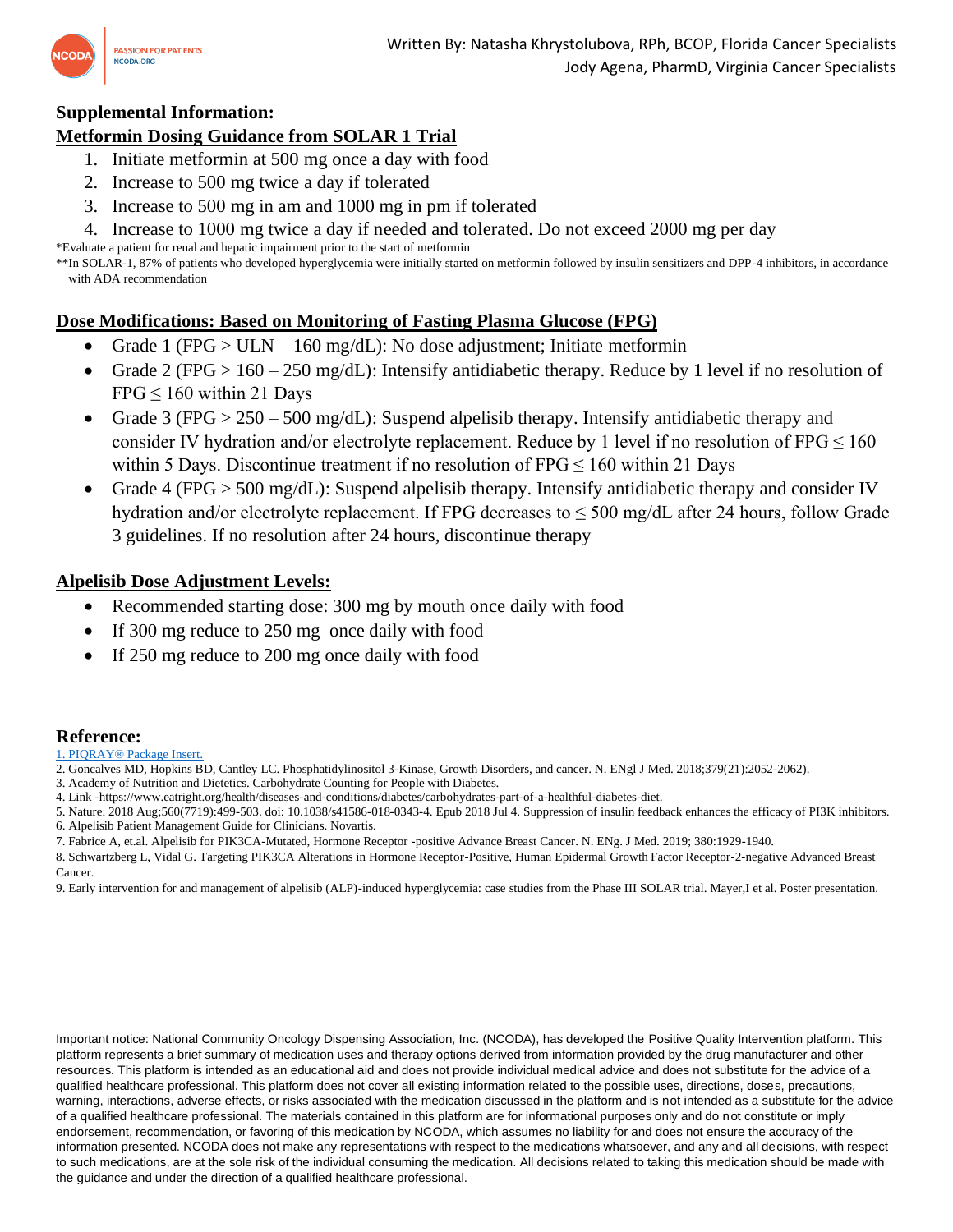## Supplemental Information:

### Metformin Dosing Guidance from SOLAR 1 Trial

1. Initiate metformin at 500 mg once a day with food
2. Increase to 500 mg twice a day if tolerated
3. Increase to 500 mg in am and 1000 mg in pm if tolerated
4. Increase to 1000 mg twice a day if needed and tolerated. Do not exceed 2000 mg per day

*Evaluate a patient for renal and hepatic impairment prior to the start of metformin

**In SOLAR-1, 87% of patients who developed hyperglycemia were initially started on metformin followed by insulin sensitizers and DPP-4 inhibitors, in accordance with ADA recommendation

### Dose Modifications: Based on Monitoring of Fasting Plasma Glucose (FPG)

- Grade 1 (FPG > ULN – 160 mg/dL): No dose adjustment; Initiate metformin
- Grade 2 (FPG > 160 – 250 mg/dL): Intensify antidiabetic therapy. Reduce by 1 level if no resolution of FPG ≤ 160 within 21 Days
- Grade 3 (FPG > 250 – 500 mg/dL): Suspend alpelisib therapy. Intensify antidiabetic therapy and consider IV hydration and/or electrolyte replacement. Reduce by 1 level if no resolution of FPG ≤ 160 within 5 Days. Discontinue treatment if no resolution of FPG ≤ 160 within 21 Days
- Grade 4 (FPG > 500 mg/dL): Suspend alpelisib therapy. Intensify antidiabetic therapy and consider IV hydration and/or electrolyte replacement. If FPG decreases to ≤ 500 mg/dL after 24 hours, follow Grade 3 guidelines. If no resolution after 24 hours, discontinue therapy

### Alpelisib Dose Adjustment Levels:

- Recommended starting dose: 300 mg by mouth once daily with food
- If 300 mg reduce to 250 mg once daily with food
- If 250 mg reduce to 200 mg once daily with food

## Reference:

1. PIQRAY® Package Insert.
2. Goncalves MD, Hopkins BD, Cantley LC. Phosphatidylinositol 3-Kinase, Growth Disorders, and cancer. N. ENgl J Med. 2018;379(21):2052-2062).
3. Academy of Nutrition and Dietetics. Carbohydrate Counting for People with Diabetes.
4. Link -https://www.eatright.org/health/diseases-and-conditions/diabetes/carbohydrates-part-of-a-healthful-diabetes-diet.
5. Nature. 2018 Aug;560(7719):499-503. doi: 10.1038/s41586-018-0343-4. Epub 2018 Jul 4. Suppression of insulin feedback enhances the efficacy of PI3K inhibitors.
6. Alpelisib Patient Management Guide for Clinicians. Novartis.
7. Fabrice A, et.al. Alpelisib for PIK3CA-Mutated, Hormone Receptor -positive Advance Breast Cancer. N. ENg. J Med. 2019; 380:1929-1940.
8. Schwartzberg L, Vidal G. Targeting PIK3CA Alterations in Hormone Receptor-Positive, Human Epidermal Growth Factor Receptor-2-negative Advanced Breast Cancer.
9. Early intervention for and management of alpelisib (ALP)-induced hyperglycemia: case studies from the Phase III SOLAR trial. Mayer,I et al. Poster presentation.

Important notice: National Community Oncology Dispensing Association, Inc. (NCODA), has developed the Positive Quality Intervention platform. This platform represents a brief summary of medication uses and therapy options derived from information provided by the drug manufacturer and other resources. This platform is intended as an educational aid and does not provide individual medical advice and does not substitute for the advice of a qualified healthcare professional. This platform does not cover all existing information related to the possible uses, directions, doses, precautions, warning, interactions, adverse effects, or risks associated with the medication discussed in the platform and is not intended as a substitute for the advice of a qualified healthcare professional. The materials contained in this platform are for informational purposes only and do not constitute or imply endorsement, recommendation, or favoring of this medication by NCODA, which assumes no liability for and does not ensure the accuracy of the information presented. NCODA does not make any representations with respect to the medications whatsoever, and any and all decisions, with respect to such medications, are at the sole risk of the individual consuming the medication. All decisions related to taking this medication should be made with the guidance and under the direction of a qualified healthcare professional.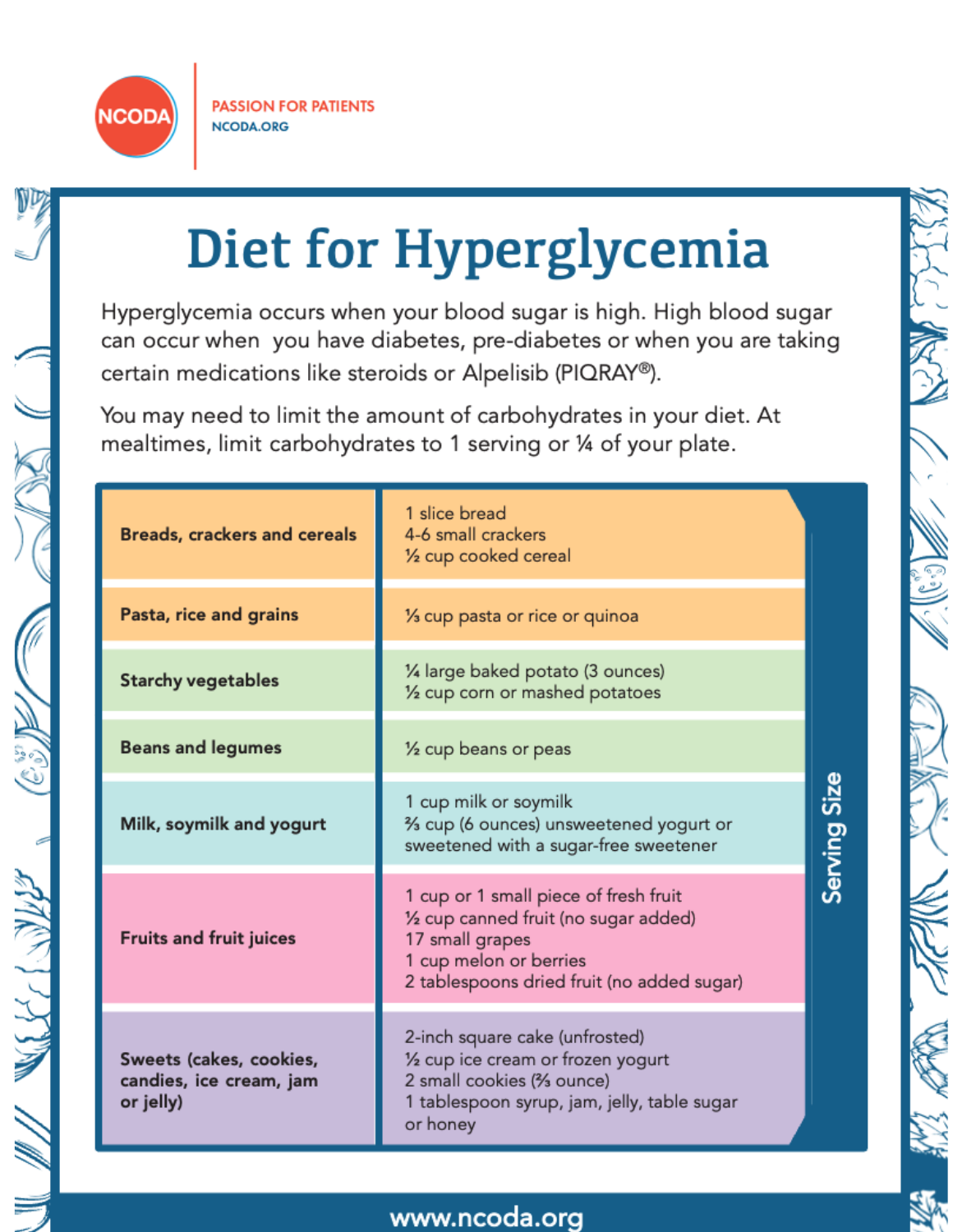PASSION FOR PATIENTS
NCODA.ORG

# Diet for Hyperglycemia

Hyperglycemia occurs when your blood sugar is high. High blood sugar can occur when you have diabetes, pre-diabetes or when you are taking certain medications like steroids or Alpelisib (PIQRAY®).

You may need to limit the amount of carbohydrates in your diet. At mealtimes, limit carbohydrates to 1 serving or ¼ of your plate.

| Food Group | Serving Size |
|---|---|
| **Breads, crackers and cereals** | 1 slice bread<br>4-6 small crackers<br>½ cup cooked cereal |
| **Pasta, rice and grains** | ⅓ cup pasta or rice or quinoa |
| **Starchy vegetables** | ¼ large baked potato (3 ounces)<br>½ cup corn or mashed potatoes |
| **Beans and legumes** | ½ cup beans or peas |
| **Milk, soymilk and yogurt** | 1 cup milk or soymilk<br>⅔ cup (6 ounces) unsweetened yogurt or sweetened with a sugar-free sweetener |
| **Fruits and fruit juices** | 1 cup or 1 small piece of fresh fruit<br>½ cup canned fruit (no sugar added)<br>17 small grapes<br>1 cup melon or berries<br>2 tablespoons dried fruit (no added sugar) |
| **Sweets (cakes, cookies, candies, ice cream, jam or jelly)** | 2-inch square cake (unfrosted)<br>½ cup ice cream or frozen yogurt<br>2 small cookies (⅔ ounce)<br>1 tablespoon syrup, jam, jelly, table sugar or honey |

www.ncoda.org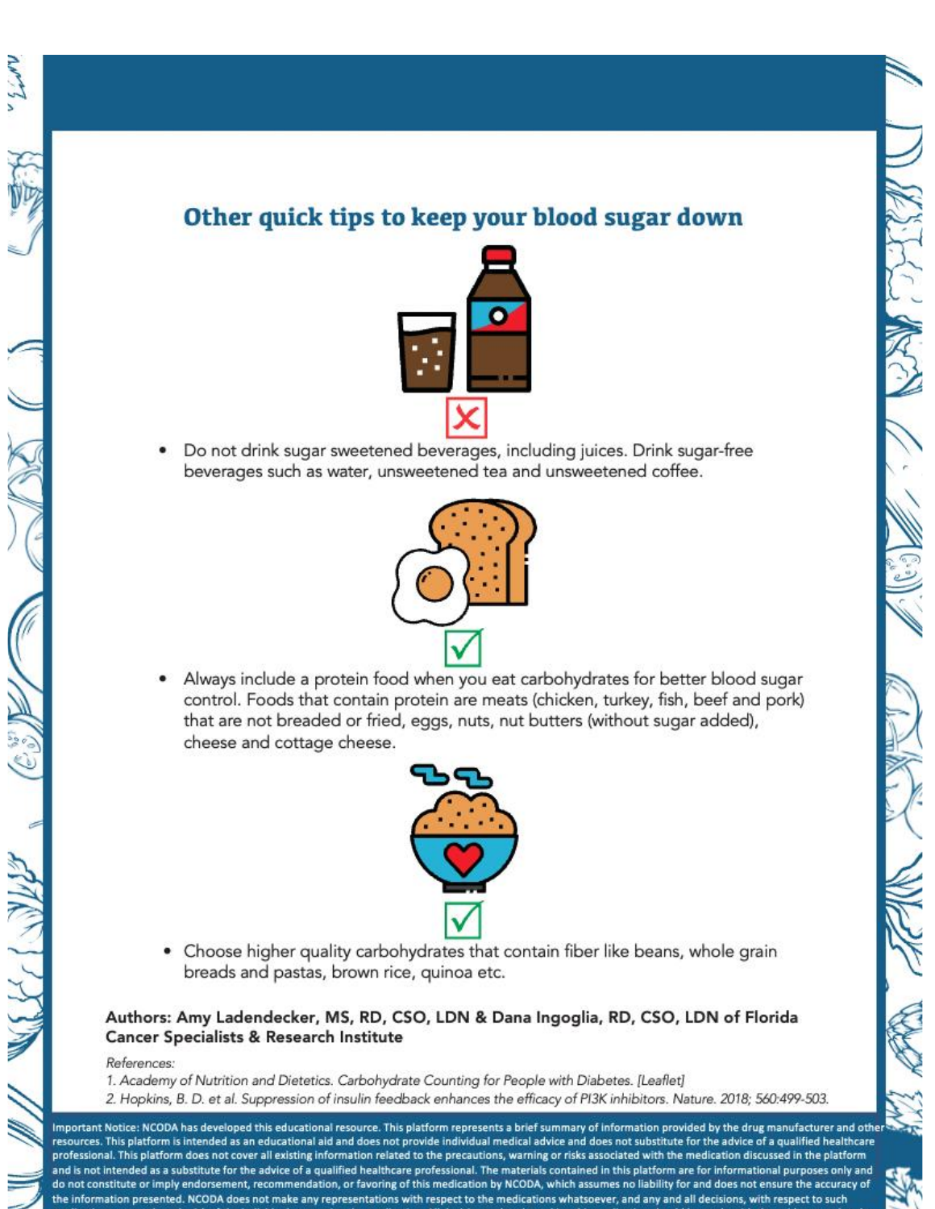## Other quick tips to keep your blood sugar down

- Do not drink sugar sweetened beverages, including juices. Drink sugar-free beverages such as water, unsweetened tea and unsweetened coffee.

- Always include a protein food when you eat carbohydrates for better blood sugar control. Foods that contain protein are meats (chicken, turkey, fish, beef and pork) that are not breaded or fried, eggs, nuts, nut butters (without sugar added), cheese and cottage cheese.

- Choose higher quality carbohydrates that contain fiber like beans, whole grain breads and pastas, brown rice, quinoa etc.

**Authors: Amy Ladendecker, MS, RD, CSO, LDN & Dana Ingoglia, RD, CSO, LDN of Florida Cancer Specialists & Research Institute**

*References:*

*1. Academy of Nutrition and Dietetics. Carbohydrate Counting for People with Diabetes. [Leaflet]*

*2. Hopkins, B. D. et al. Suppression of insulin feedback enhances the efficacy of PI3K inhibitors. Nature. 2018; 560:499-503.*

Important Notice: NCODA has developed this educational resource. This platform represents a brief summary of information provided by the drug manufacturer and other resources. This platform is intended as an educational aid and does not provide individual medical advice and does not substitute for the advice of a qualified healthcare professional. This platform does not cover all existing information related to the precautions, warning or risks associated with the medication discussed in the platform and is not intended as a substitute for the advice of a qualified healthcare professional. The materials contained in this platform are for informational purposes only and do not constitute or imply endorsement, recommendation, or favoring of this medication by NCODA, which assumes no liability for and does not ensure the accuracy of the information presented. NCODA does not make any representations with respect to the medications whatsoever, and any and all decisions, with respect to such